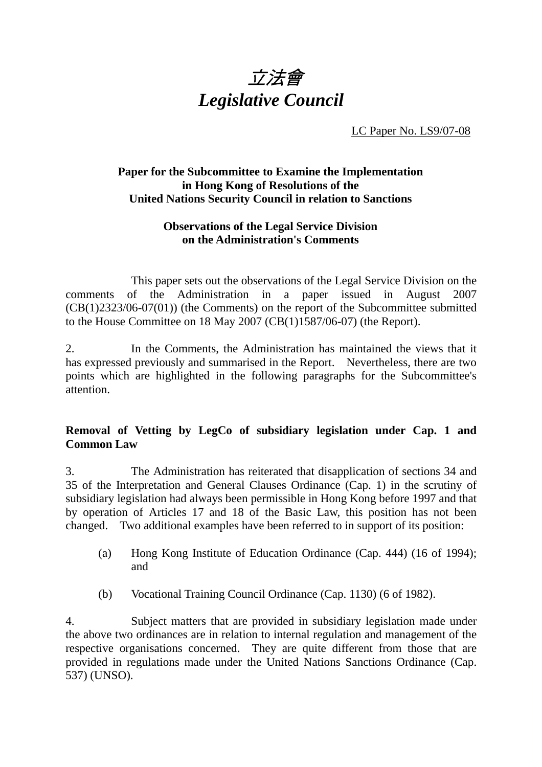# *立法會*
# *Legislative Council*

LC Paper No. LS9/07-08

**Paper for the Subcommittee to Examine the Implementation in Hong Kong of Resolutions of the United Nations Security Council in relation to Sanctions**

**Observations of the Legal Service Division on the Administration's Comments**

This paper sets out the observations of the Legal Service Division on the comments of the Administration in a paper issued in August 2007 (CB(1)2323/06-07(01)) (the Comments) on the report of the Subcommittee submitted to the House Committee on 18 May 2007 (CB(1)1587/06-07) (the Report).

2. In the Comments, the Administration has maintained the views that it has expressed previously and summarised in the Report. Nevertheless, there are two points which are highlighted in the following paragraphs for the Subcommittee's attention.

**Removal of Vetting by LegCo of subsidiary legislation under Cap. 1 and Common Law**

3. The Administration has reiterated that disapplication of sections 34 and 35 of the Interpretation and General Clauses Ordinance (Cap. 1) in the scrutiny of subsidiary legislation had always been permissible in Hong Kong before 1997 and that by operation of Articles 17 and 18 of the Basic Law, this position has not been changed. Two additional examples have been referred to in support of its position:

(a) Hong Kong Institute of Education Ordinance (Cap. 444) (16 of 1994); and

(b) Vocational Training Council Ordinance (Cap. 1130) (6 of 1982).

4. Subject matters that are provided in subsidiary legislation made under the above two ordinances are in relation to internal regulation and management of the respective organisations concerned. They are quite different from those that are provided in regulations made under the United Nations Sanctions Ordinance (Cap. 537) (UNSO).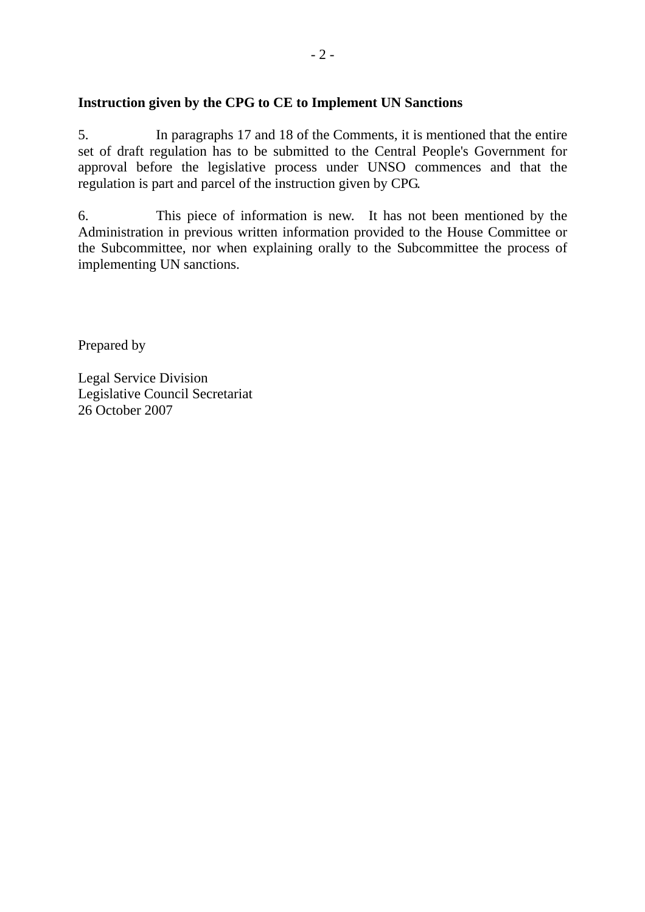**Instruction given by the CPG to CE to Implement UN Sanctions**

5. In paragraphs 17 and 18 of the Comments, it is mentioned that the entire set of draft regulation has to be submitted to the Central People's Government for approval before the legislative process under UNSO commences and that the regulation is part and parcel of the instruction given by CPG.

6. This piece of information is new. It has not been mentioned by the Administration in previous written information provided to the House Committee or the Subcommittee, nor when explaining orally to the Subcommittee the process of implementing UN sanctions.

Prepared by

Legal Service Division
Legislative Council Secretariat
26 October 2007